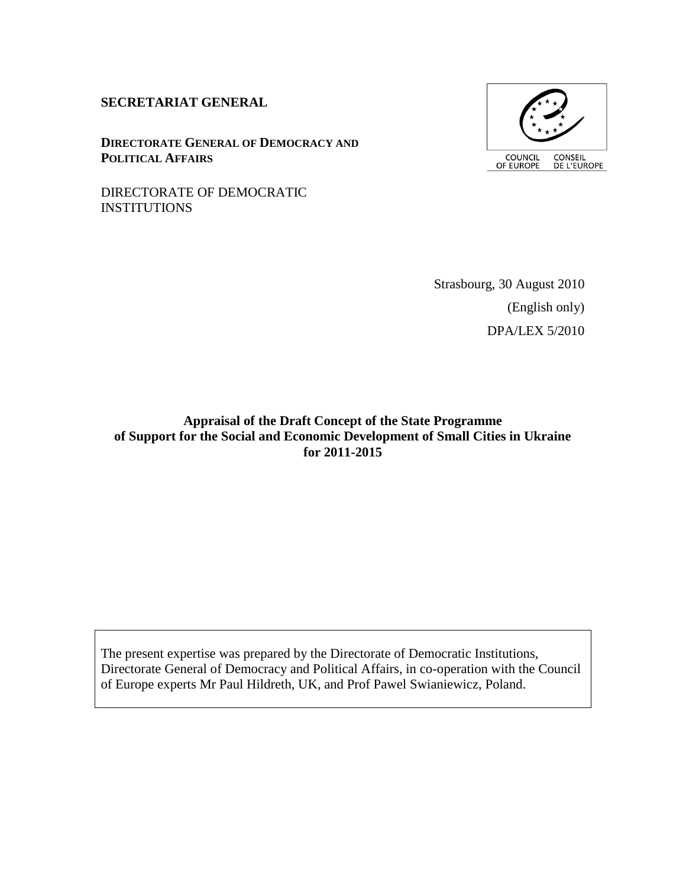**SECRETARIAT GENERAL**

**DIRECTORATE GENERAL OF DEMOCRACY AND POLITICAL AFFAIRS**

DIRECTORATE OF DEMOCRATIC INSTITUTIONS

COUNCIL OF EUROPE CONSEIL DE L'EUROPE

Strasbourg, 30 August 2010

(English only)

DPA/LEX 5/2010

# Appraisal of the Draft Concept of the State Programme of Support for the Social and Economic Development of Small Cities in Ukraine for 2011-2015

The present expertise was prepared by the Directorate of Democratic Institutions, Directorate General of Democracy and Political Affairs, in co-operation with the Council of Europe experts Mr Paul Hildreth, UK, and Prof Pawel Swianiewicz, Poland.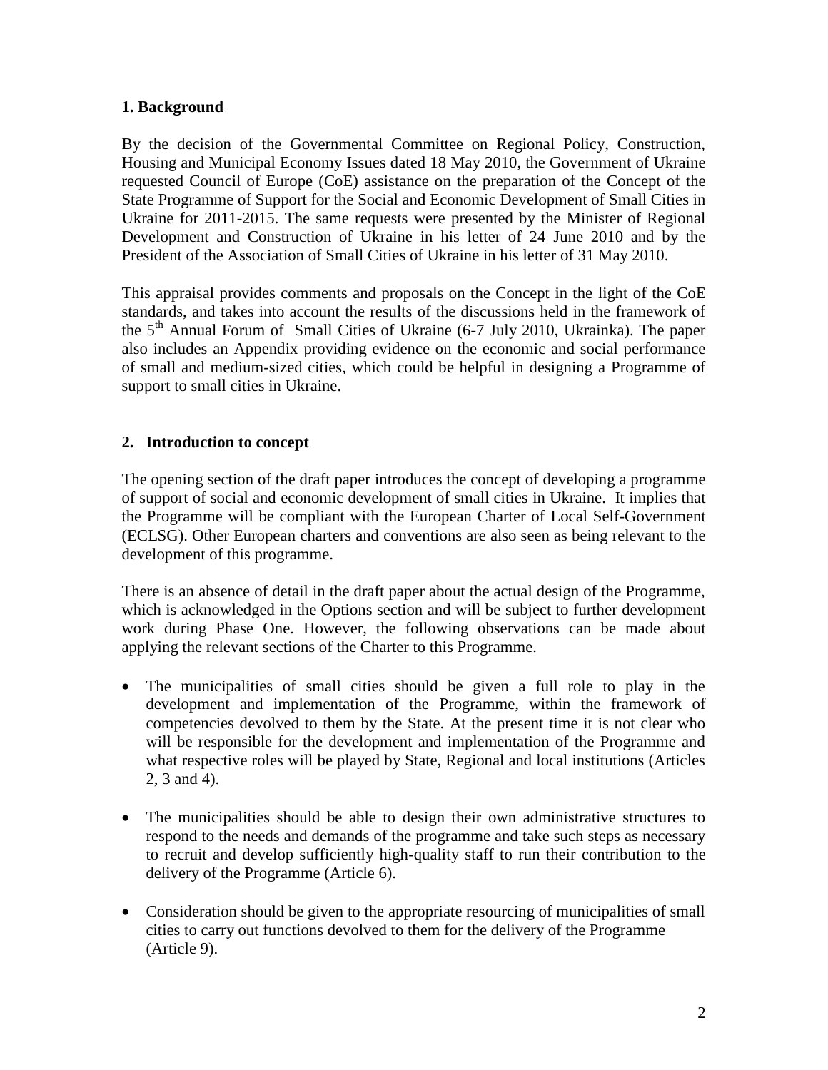## 1. Background

By the decision of the Governmental Committee on Regional Policy, Construction, Housing and Municipal Economy Issues dated 18 May 2010, the Government of Ukraine requested Council of Europe (CoE) assistance on the preparation of the Concept of the State Programme of Support for the Social and Economic Development of Small Cities in Ukraine for 2011-2015. The same requests were presented by the Minister of Regional Development and Construction of Ukraine in his letter of 24 June 2010 and by the President of the Association of Small Cities of Ukraine in his letter of 31 May 2010.

This appraisal provides comments and proposals on the Concept in the light of the CoE standards, and takes into account the results of the discussions held in the framework of the 5th Annual Forum of Small Cities of Ukraine (6-7 July 2010, Ukrainka). The paper also includes an Appendix providing evidence on the economic and social performance of small and medium-sized cities, which could be helpful in designing a Programme of support to small cities in Ukraine.

## 2. Introduction to concept

The opening section of the draft paper introduces the concept of developing a programme of support of social and economic development of small cities in Ukraine. It implies that the Programme will be compliant with the European Charter of Local Self-Government (ECLSG). Other European charters and conventions are also seen as being relevant to the development of this programme.

There is an absence of detail in the draft paper about the actual design of the Programme, which is acknowledged in the Options section and will be subject to further development work during Phase One. However, the following observations can be made about applying the relevant sections of the Charter to this Programme.

- The municipalities of small cities should be given a full role to play in the development and implementation of the Programme, within the framework of competencies devolved to them by the State. At the present time it is not clear who will be responsible for the development and implementation of the Programme and what respective roles will be played by State, Regional and local institutions (Articles 2, 3 and 4).
- The municipalities should be able to design their own administrative structures to respond to the needs and demands of the programme and take such steps as necessary to recruit and develop sufficiently high-quality staff to run their contribution to the delivery of the Programme (Article 6).
- Consideration should be given to the appropriate resourcing of municipalities of small cities to carry out functions devolved to them for the delivery of the Programme (Article 9).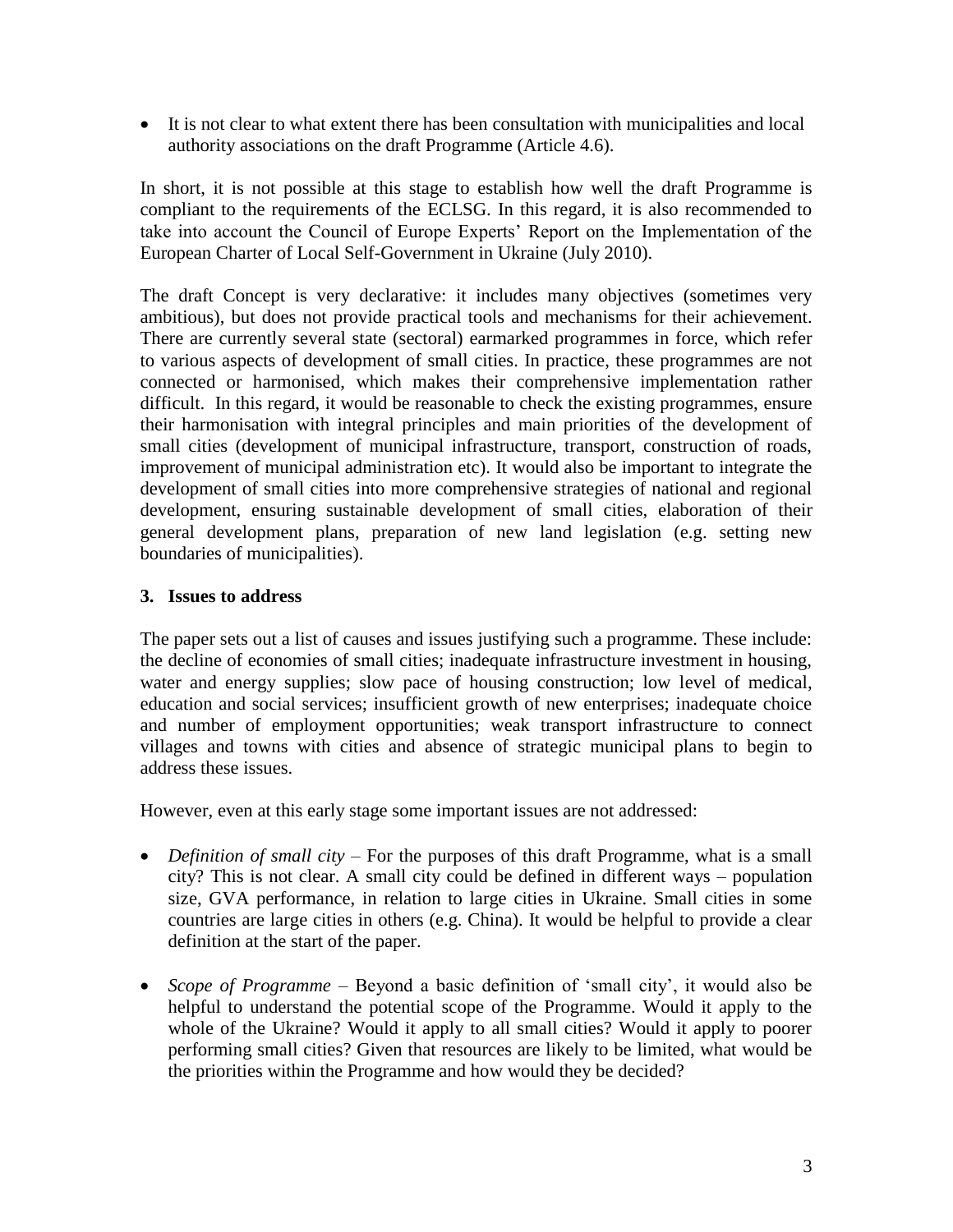- It is not clear to what extent there has been consultation with municipalities and local authority associations on the draft Programme (Article 4.6).

In short, it is not possible at this stage to establish how well the draft Programme is compliant to the requirements of the ECLSG. In this regard, it is also recommended to take into account the Council of Europe Experts' Report on the Implementation of the European Charter of Local Self-Government in Ukraine (July 2010).

The draft Concept is very declarative: it includes many objectives (sometimes very ambitious), but does not provide practical tools and mechanisms for their achievement. There are currently several state (sectoral) earmarked programmes in force, which refer to various aspects of development of small cities. In practice, these programmes are not connected or harmonised, which makes their comprehensive implementation rather difficult. In this regard, it would be reasonable to check the existing programmes, ensure their harmonisation with integral principles and main priorities of the development of small cities (development of municipal infrastructure, transport, construction of roads, improvement of municipal administration etc). It would also be important to integrate the development of small cities into more comprehensive strategies of national and regional development, ensuring sustainable development of small cities, elaboration of their general development plans, preparation of new land legislation (e.g. setting new boundaries of municipalities).

### 3. Issues to address

The paper sets out a list of causes and issues justifying such a programme. These include: the decline of economies of small cities; inadequate infrastructure investment in housing, water and energy supplies; slow pace of housing construction; low level of medical, education and social services; insufficient growth of new enterprises; inadequate choice and number of employment opportunities; weak transport infrastructure to connect villages and towns with cities and absence of strategic municipal plans to begin to address these issues.

However, even at this early stage some important issues are not addressed:

- *Definition of small city* – For the purposes of this draft Programme, what is a small city? This is not clear. A small city could be defined in different ways – population size, GVA performance, in relation to large cities in Ukraine. Small cities in some countries are large cities in others (e.g. China). It would be helpful to provide a clear definition at the start of the paper.

- *Scope of Programme* – Beyond a basic definition of 'small city', it would also be helpful to understand the potential scope of the Programme. Would it apply to the whole of the Ukraine? Would it apply to all small cities? Would it apply to poorer performing small cities? Given that resources are likely to be limited, what would be the priorities within the Programme and how would they be decided?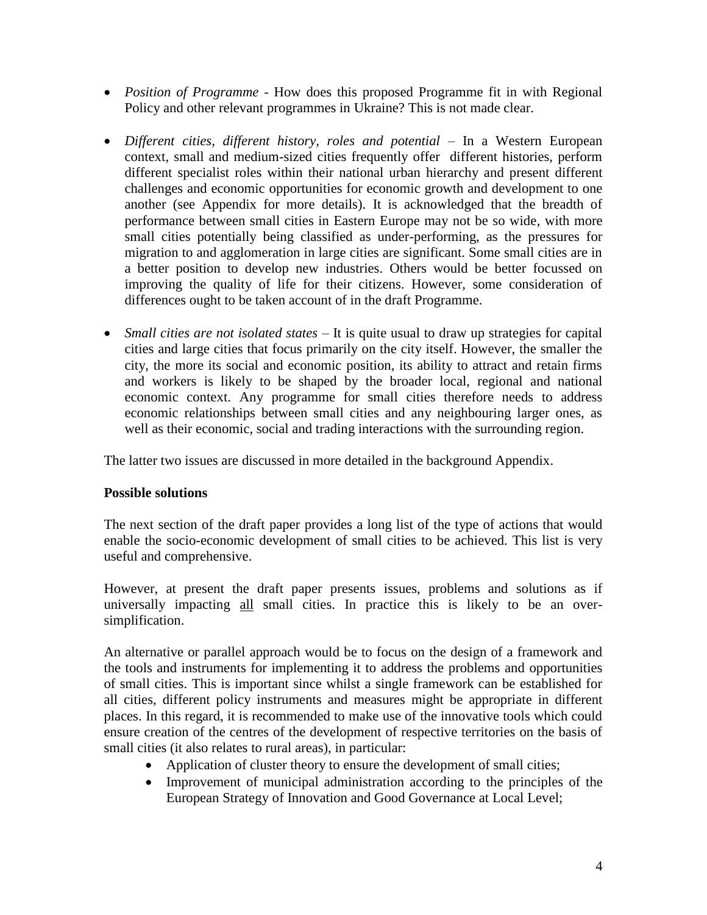- *Position of Programme* - How does this proposed Programme fit in with Regional Policy and other relevant programmes in Ukraine? This is not made clear.

- *Different cities, different history, roles and potential* – In a Western European context, small and medium-sized cities frequently offer different histories, perform different specialist roles within their national urban hierarchy and present different challenges and economic opportunities for economic growth and development to one another (see Appendix for more details). It is acknowledged that the breadth of performance between small cities in Eastern Europe may not be so wide, with more small cities potentially being classified as under-performing, as the pressures for migration to and agglomeration in large cities are significant. Some small cities are in a better position to develop new industries. Others would be better focussed on improving the quality of life for their citizens. However, some consideration of differences ought to be taken account of in the draft Programme.

- *Small cities are not isolated states* – It is quite usual to draw up strategies for capital cities and large cities that focus primarily on the city itself. However, the smaller the city, the more its social and economic position, its ability to attract and retain firms and workers is likely to be shaped by the broader local, regional and national economic context. Any programme for small cities therefore needs to address economic relationships between small cities and any neighbouring larger ones, as well as their economic, social and trading interactions with the surrounding region.

The latter two issues are discussed in more detailed in the background Appendix.

**Possible solutions**

The next section of the draft paper provides a long list of the type of actions that would enable the socio-economic development of small cities to be achieved. This list is very useful and comprehensive.

However, at present the draft paper presents issues, problems and solutions as if universally impacting <u>all</u> small cities. In practice this is likely to be an over-simplification.

An alternative or parallel approach would be to focus on the design of a framework and the tools and instruments for implementing it to address the problems and opportunities of small cities. This is important since whilst a single framework can be established for all cities, different policy instruments and measures might be appropriate in different places. In this regard, it is recommended to make use of the innovative tools which could ensure creation of the centres of the development of respective territories on the basis of small cities (it also relates to rural areas), in particular:

- Application of cluster theory to ensure the development of small cities;
- Improvement of municipal administration according to the principles of the European Strategy of Innovation and Good Governance at Local Level;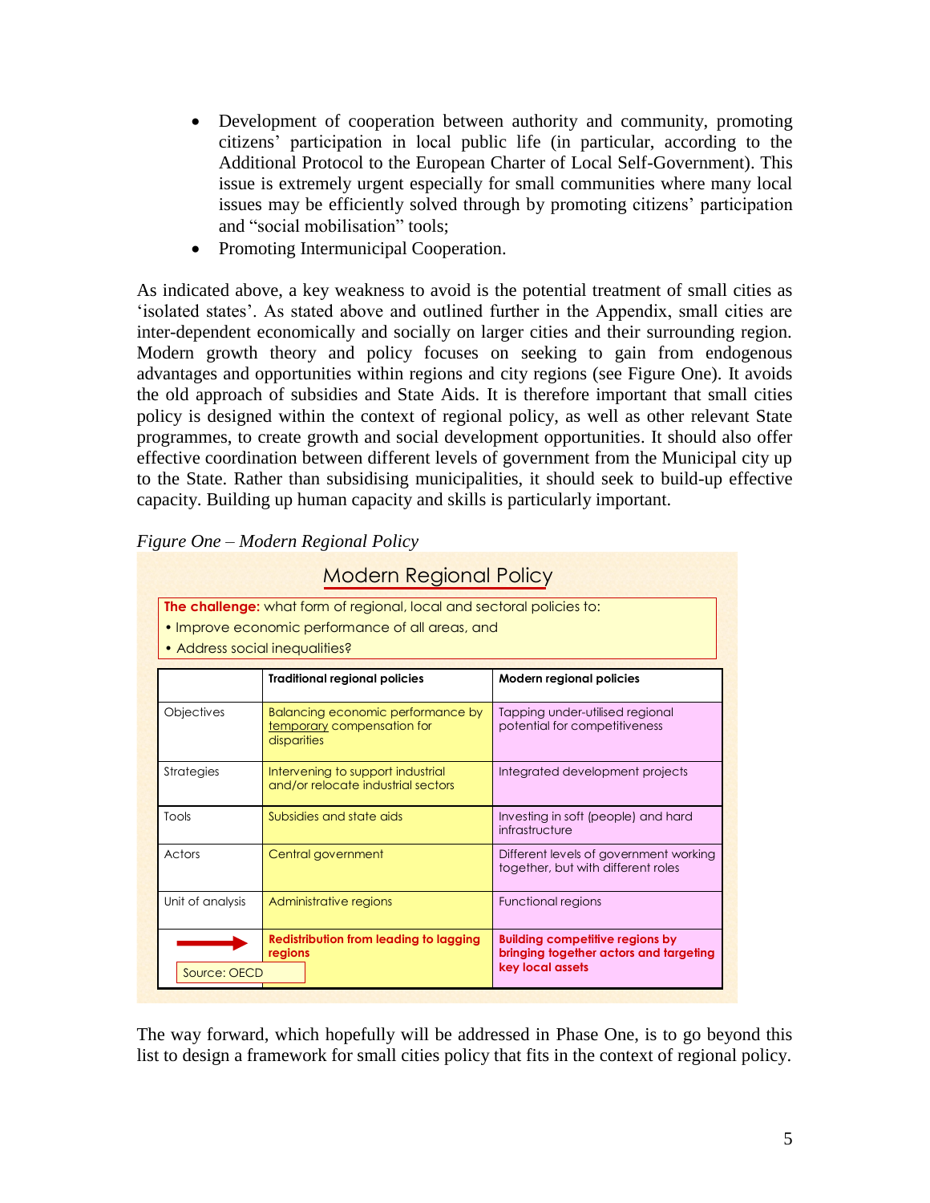- Development of cooperation between authority and community, promoting citizens' participation in local public life (in particular, according to the Additional Protocol to the European Charter of Local Self-Government). This issue is extremely urgent especially for small communities where many local issues may be efficiently solved through by promoting citizens' participation and "social mobilisation" tools;
- Promoting Intermunicipal Cooperation.

As indicated above, a key weakness to avoid is the potential treatment of small cities as 'isolated states'. As stated above and outlined further in the Appendix, small cities are inter-dependent economically and socially on larger cities and their surrounding region. Modern growth theory and policy focuses on seeking to gain from endogenous advantages and opportunities within regions and city regions (see Figure One). It avoids the old approach of subsidies and State Aids. It is therefore important that small cities policy is designed within the context of regional policy, as well as other relevant State programmes, to create growth and social development opportunities. It should also offer effective coordination between different levels of government from the Municipal city up to the State. Rather than subsidising municipalities, it should seek to build-up effective capacity. Building up human capacity and skills is particularly important.

*Figure One – Modern Regional Policy*

**Modern Regional Policy**

**The challenge:** what form of regional, local and sectoral policies to:
- Improve economic performance of all areas, and
- Address social inequalities?

| | **Traditional regional policies** | **Modern regional policies** |
|---|---|---|
| Objectives | Balancing economic performance by temporary compensation for disparities | Tapping under-utilised regional potential for competitiveness |
| Strategies | Intervening to support industrial and/or relocate industrial sectors | Integrated development projects |
| Tools | Subsidies and state aids | Investing in soft (people) and hard infrastructure |
| Actors | Central government | Different levels of government working together, but with different roles |
| Unit of analysis | Administrative regions | Functional regions |
| → | **Redistribution from leading to lagging regions** | **Building competitive regions by bringing together actors and targeting key local assets** |

Source: OECD

The way forward, which hopefully will be addressed in Phase One, is to go beyond this list to design a framework for small cities policy that fits in the context of regional policy.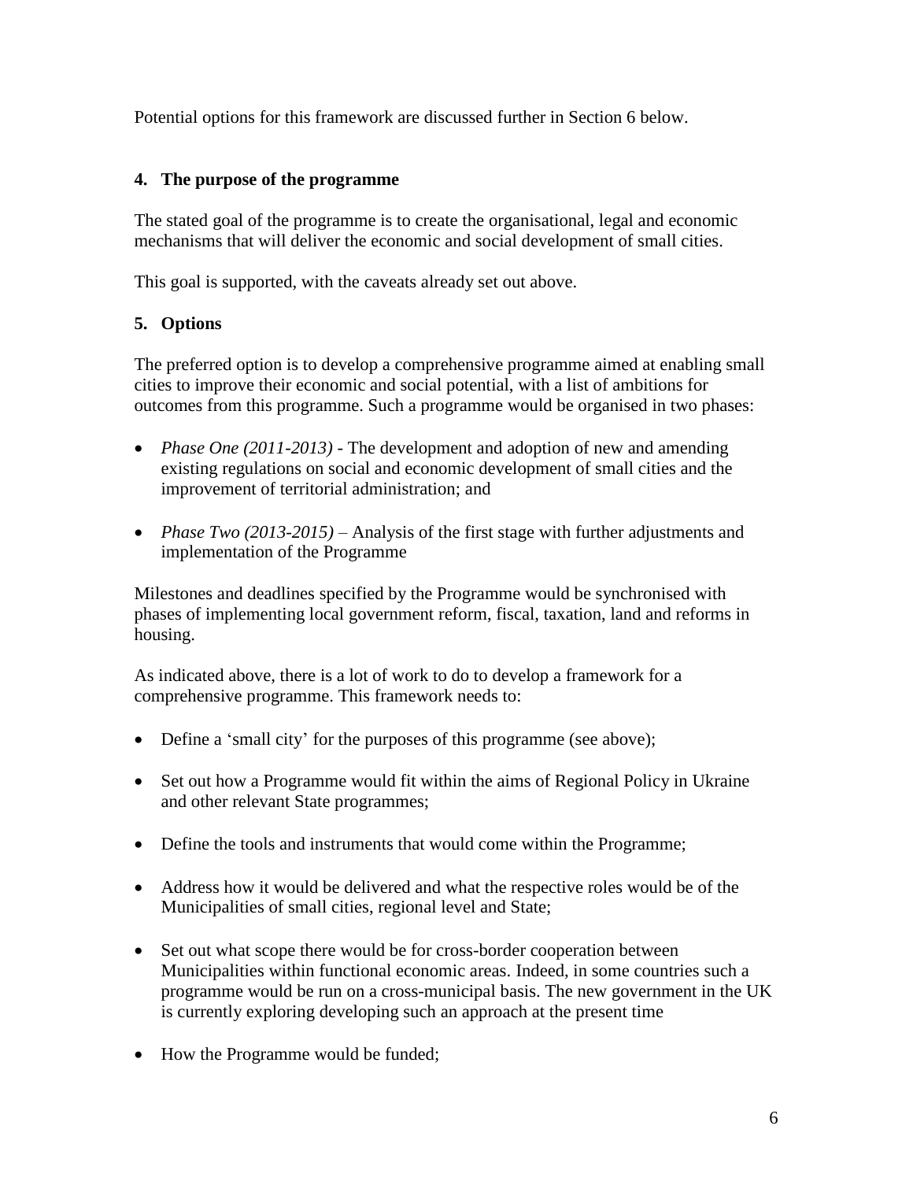Potential options for this framework are discussed further in Section 6 below.

## 4. The purpose of the programme

The stated goal of the programme is to create the organisational, legal and economic mechanisms that will deliver the economic and social development of small cities.

This goal is supported, with the caveats already set out above.

## 5. Options

The preferred option is to develop a comprehensive programme aimed at enabling small cities to improve their economic and social potential, with a list of ambitions for outcomes from this programme. Such a programme would be organised in two phases:

- *Phase One (2011-2013)* - The development and adoption of new and amending existing regulations on social and economic development of small cities and the improvement of territorial administration; and
- *Phase Two (2013-2015)* – Analysis of the first stage with further adjustments and implementation of the Programme

Milestones and deadlines specified by the Programme would be synchronised with phases of implementing local government reform, fiscal, taxation, land and reforms in housing.

As indicated above, there is a lot of work to do to develop a framework for a comprehensive programme. This framework needs to:

- Define a 'small city' for the purposes of this programme (see above);
- Set out how a Programme would fit within the aims of Regional Policy in Ukraine and other relevant State programmes;
- Define the tools and instruments that would come within the Programme;
- Address how it would be delivered and what the respective roles would be of the Municipalities of small cities, regional level and State;
- Set out what scope there would be for cross-border cooperation between Municipalities within functional economic areas. Indeed, in some countries such a programme would be run on a cross-municipal basis. The new government in the UK is currently exploring developing such an approach at the present time
- How the Programme would be funded;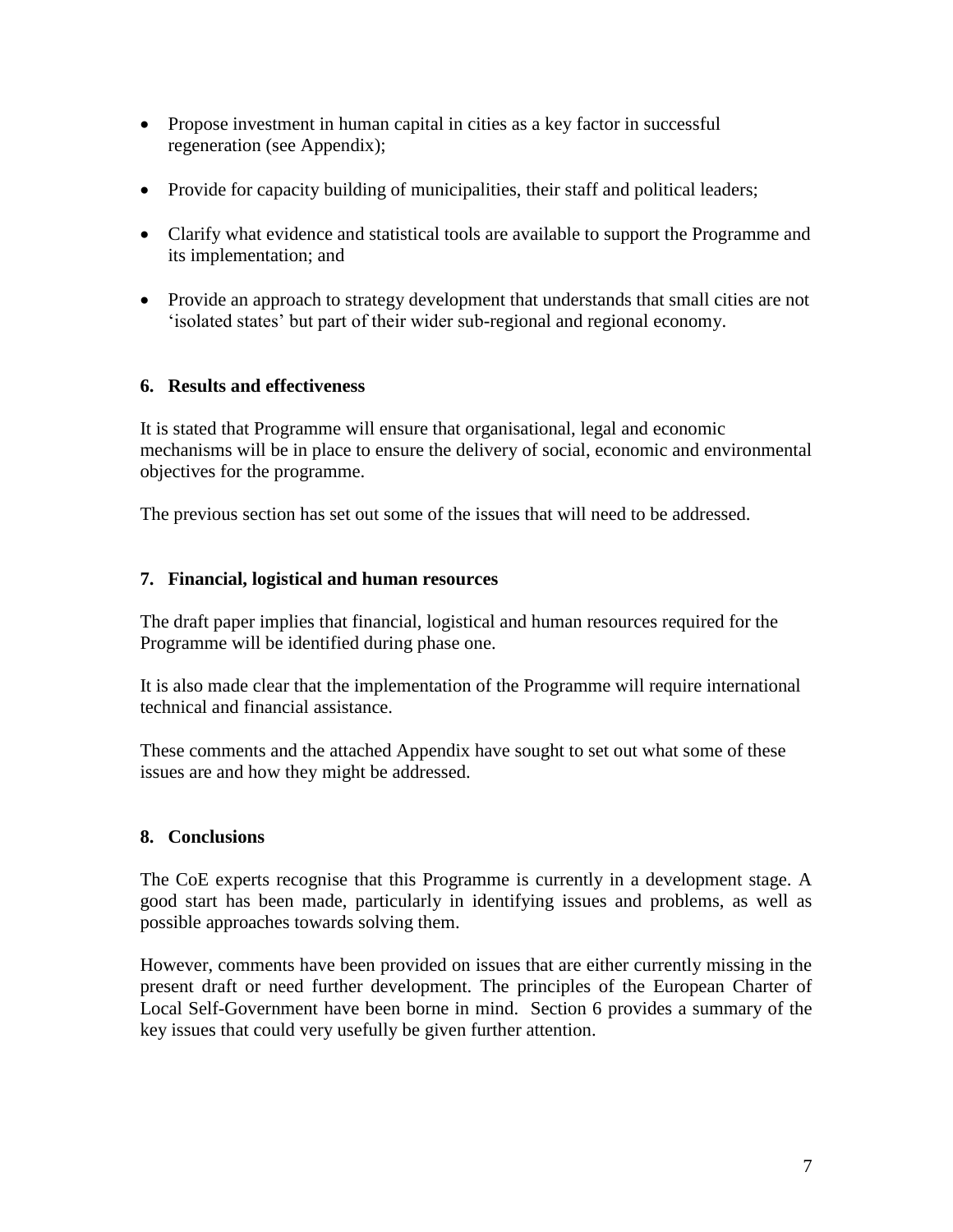- Propose investment in human capital in cities as a key factor in successful regeneration (see Appendix);
- Provide for capacity building of municipalities, their staff and political leaders;
- Clarify what evidence and statistical tools are available to support the Programme and its implementation; and
- Provide an approach to strategy development that understands that small cities are not 'isolated states' but part of their wider sub-regional and regional economy.

## 6. Results and effectiveness

It is stated that Programme will ensure that organisational, legal and economic mechanisms will be in place to ensure the delivery of social, economic and environmental objectives for the programme.

The previous section has set out some of the issues that will need to be addressed.

## 7. Financial, logistical and human resources

The draft paper implies that financial, logistical and human resources required for the Programme will be identified during phase one.

It is also made clear that the implementation of the Programme will require international technical and financial assistance.

These comments and the attached Appendix have sought to set out what some of these issues are and how they might be addressed.

## 8. Conclusions

The CoE experts recognise that this Programme is currently in a development stage. A good start has been made, particularly in identifying issues and problems, as well as possible approaches towards solving them.

However, comments have been provided on issues that are either currently missing in the present draft or need further development. The principles of the European Charter of Local Self-Government have been borne in mind. Section 6 provides a summary of the key issues that could very usefully be given further attention.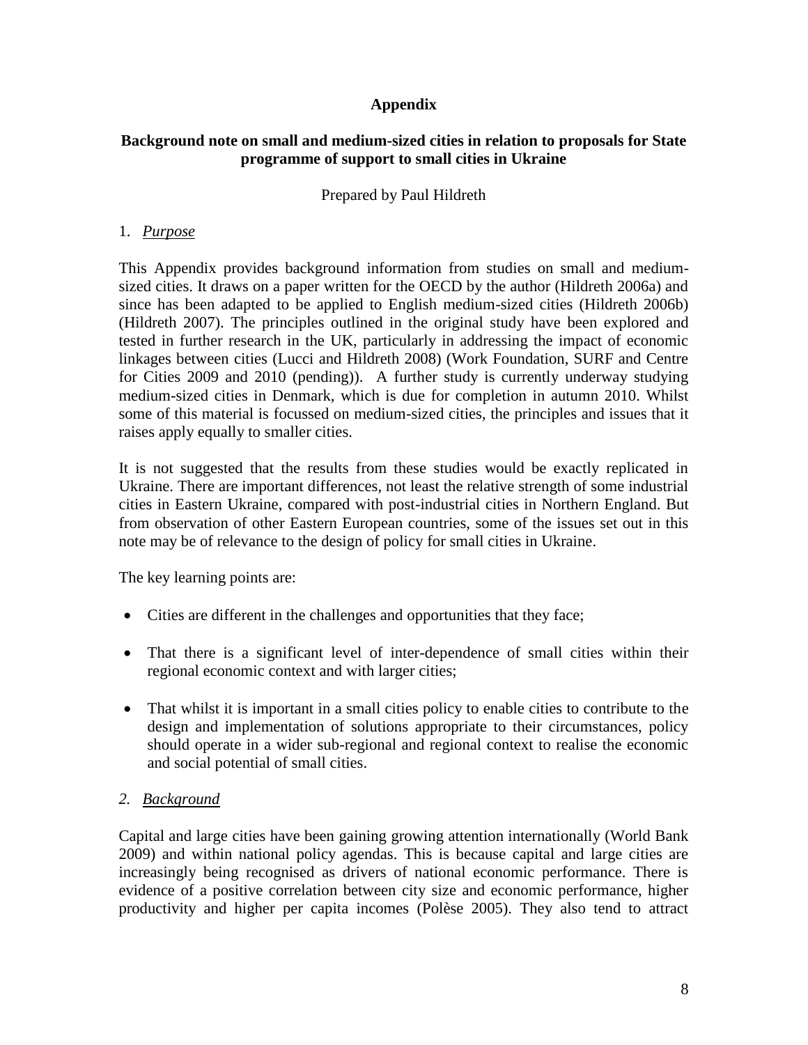# Appendix

## Background note on small and medium-sized cities in relation to proposals for State programme of support to small cities in Ukraine

Prepared by Paul Hildreth

### 1. *Purpose*

This Appendix provides background information from studies on small and medium-sized cities. It draws on a paper written for the OECD by the author (Hildreth 2006a) and since has been adapted to be applied to English medium-sized cities (Hildreth 2006b) (Hildreth 2007). The principles outlined in the original study have been explored and tested in further research in the UK, particularly in addressing the impact of economic linkages between cities (Lucci and Hildreth 2008) (Work Foundation, SURF and Centre for Cities 2009 and 2010 (pending)). A further study is currently underway studying medium-sized cities in Denmark, which is due for completion in autumn 2010. Whilst some of this material is focussed on medium-sized cities, the principles and issues that it raises apply equally to smaller cities.

It is not suggested that the results from these studies would be exactly replicated in Ukraine. There are important differences, not least the relative strength of some industrial cities in Eastern Ukraine, compared with post-industrial cities in Northern England. But from observation of other Eastern European countries, some of the issues set out in this note may be of relevance to the design of policy for small cities in Ukraine.

The key learning points are:

- Cities are different in the challenges and opportunities that they face;
- That there is a significant level of inter-dependence of small cities within their regional economic context and with larger cities;
- That whilst it is important in a small cities policy to enable cities to contribute to the design and implementation of solutions appropriate to their circumstances, policy should operate in a wider sub-regional and regional context to realise the economic and social potential of small cities.

### 2. *Background*

Capital and large cities have been gaining growing attention internationally (World Bank 2009) and within national policy agendas. This is because capital and large cities are increasingly being recognised as drivers of national economic performance. There is evidence of a positive correlation between city size and economic performance, higher productivity and higher per capita incomes (Polèse 2005). They also tend to attract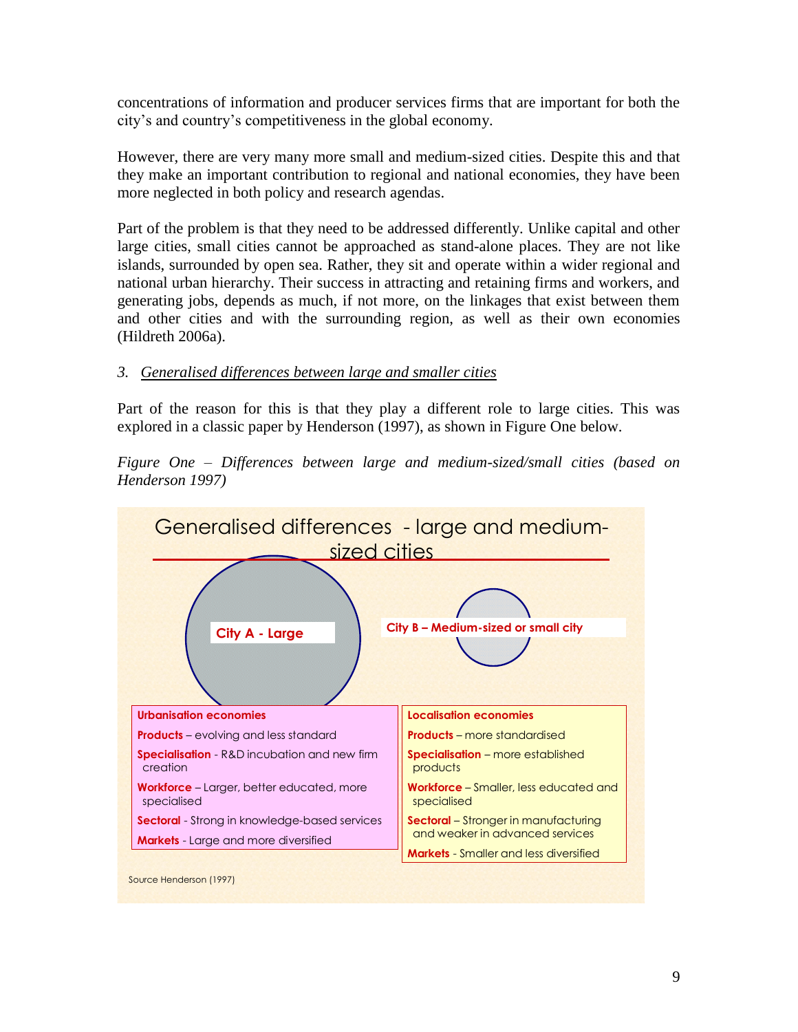concentrations of information and producer services firms that are important for both the city's and country's competitiveness in the global economy.

However, there are very many more small and medium-sized cities. Despite this and that they make an important contribution to regional and national economies, they have been more neglected in both policy and research agendas.

Part of the problem is that they need to be addressed differently. Unlike capital and other large cities, small cities cannot be approached as stand-alone places. They are not like islands, surrounded by open sea. Rather, they sit and operate within a wider regional and national urban hierarchy. Their success in attracting and retaining firms and workers, and generating jobs, depends as much, if not more, on the linkages that exist between them and other cities and with the surrounding region, as well as their own economies (Hildreth 2006a).

### 3. *Generalised differences between large and smaller cities*

Part of the reason for this is that they play a different role to large cities. This was explored in a classic paper by Henderson (1997), as shown in Figure One below.

*Figure One – Differences between large and medium-sized/small cities (based on Henderson 1997)*

**Generalised differences - large and medium-sized cities**

| City A - Large | City B – Medium-sized or small city |
| --- | --- |
| **Urbanisation economies** | **Localisation economies** |
| **Products** – evolving and less standard | **Products** – more standardised |
| **Specialisation** - R&D incubation and new firm creation | **Specialisation** – more established products |
| **Workforce** – Larger, better educated, more specialised | **Workforce** – Smaller, less educated and specialised |
| **Sectoral** - Strong in knowledge-based services | **Sectoral** – Stronger in manufacturing and weaker in advanced services |
| **Markets** - Large and more diversified | **Markets** - Smaller and less diversified |

Source Henderson (1997)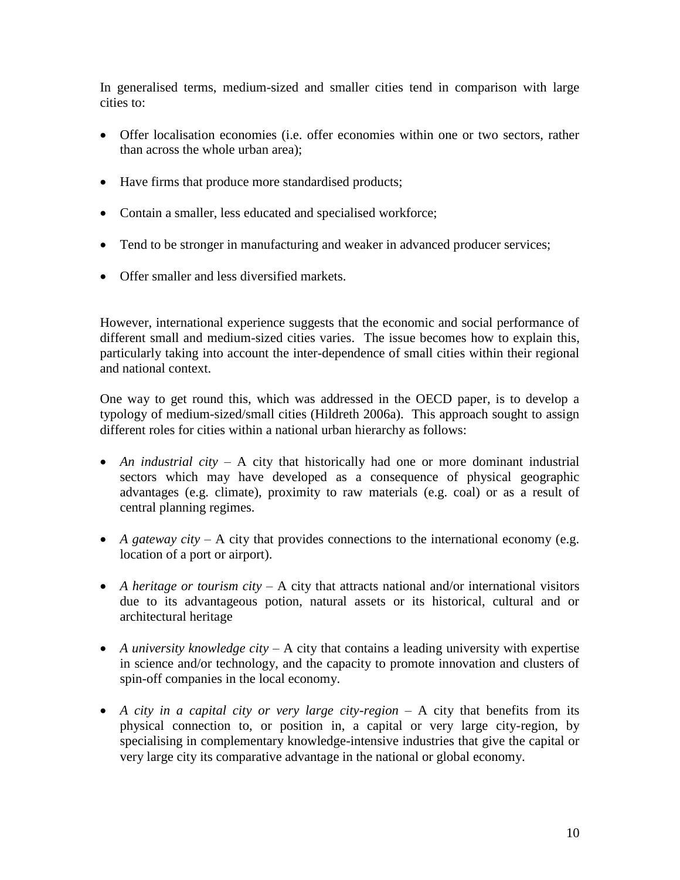In generalised terms, medium-sized and smaller cities tend in comparison with large cities to:

- Offer localisation economies (i.e. offer economies within one or two sectors, rather than across the whole urban area);
- Have firms that produce more standardised products;
- Contain a smaller, less educated and specialised workforce;
- Tend to be stronger in manufacturing and weaker in advanced producer services;
- Offer smaller and less diversified markets.

However, international experience suggests that the economic and social performance of different small and medium-sized cities varies. The issue becomes how to explain this, particularly taking into account the inter-dependence of small cities within their regional and national context.

One way to get round this, which was addressed in the OECD paper, is to develop a typology of medium-sized/small cities (Hildreth 2006a). This approach sought to assign different roles for cities within a national urban hierarchy as follows:

- *An industrial city* – A city that historically had one or more dominant industrial sectors which may have developed as a consequence of physical geographic advantages (e.g. climate), proximity to raw materials (e.g. coal) or as a result of central planning regimes.
- *A gateway city* – A city that provides connections to the international economy (e.g. location of a port or airport).
- *A heritage or tourism city* – A city that attracts national and/or international visitors due to its advantageous potion, natural assets or its historical, cultural and or architectural heritage
- *A university knowledge city* – A city that contains a leading university with expertise in science and/or technology, and the capacity to promote innovation and clusters of spin-off companies in the local economy.
- *A city in a capital city or very large city-region* – A city that benefits from its physical connection to, or position in, a capital or very large city-region, by specialising in complementary knowledge-intensive industries that give the capital or very large city its comparative advantage in the national or global economy.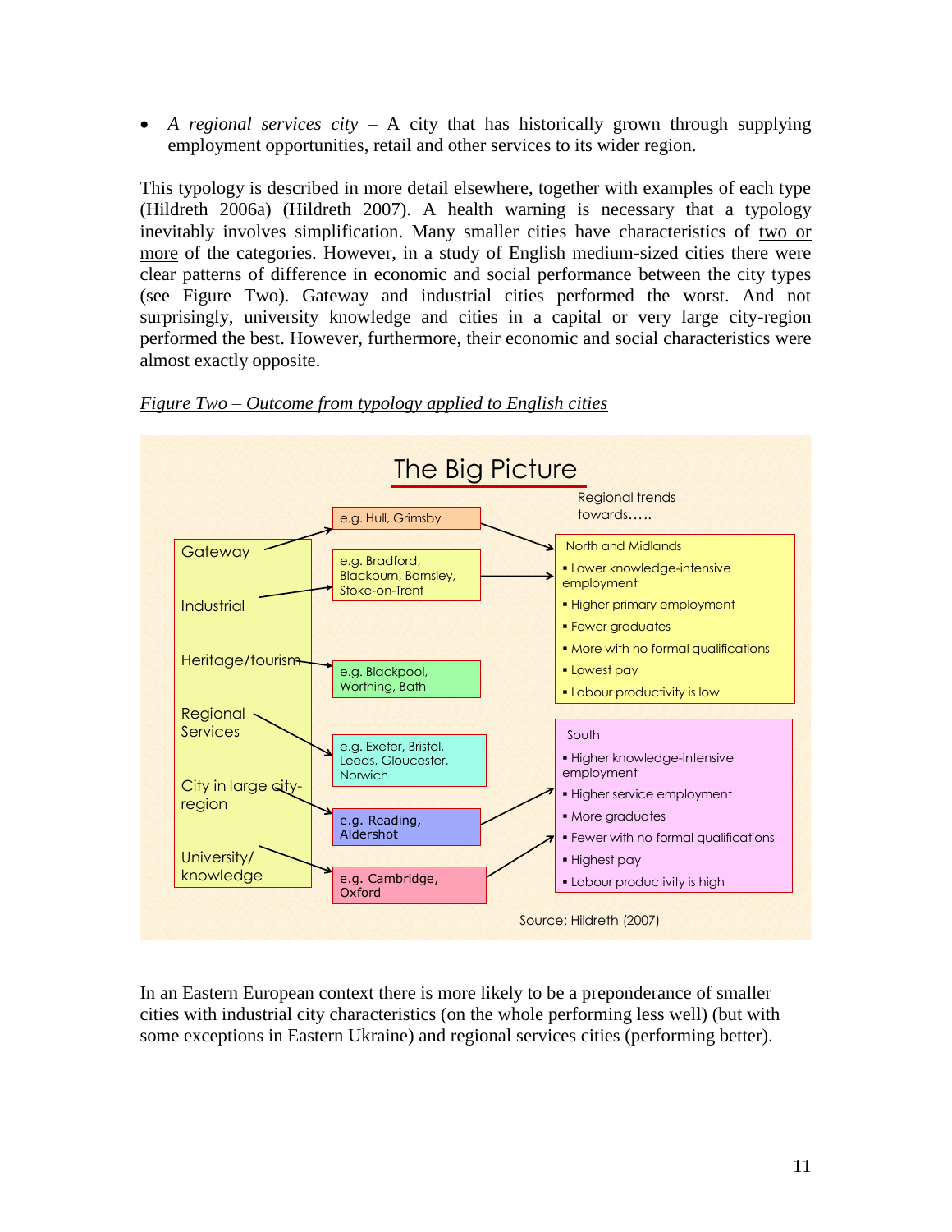- *A regional services city* – A city that has historically grown through supplying employment opportunities, retail and other services to its wider region.

This typology is described in more detail elsewhere, together with examples of each type (Hildreth 2006a) (Hildreth 2007). A health warning is necessary that a typology inevitably involves simplification. Many smaller cities have characteristics of two or more of the categories. However, in a study of English medium-sized cities there were clear patterns of difference in economic and social performance between the city types (see Figure Two). Gateway and industrial cities performed the worst. And not surprisingly, university knowledge and cities in a capital or very large city-region performed the best. However, furthermore, their economic and social characteristics were almost exactly opposite.

*Figure Two – Outcome from typology applied to English cities*

**The Big Picture**

| City type | Examples | Regional trends towards….. |
|---|---|---|
| Gateway | e.g. Hull, Grimsby | North and Midlands |
| Industrial | e.g. Bradford, Blackburn, Barnsley, Stoke-on-Trent | North and Midlands |
| Heritage/tourism | e.g. Blackpool, Worthing, Bath | |
| Regional Services | e.g. Exeter, Bristol, Leeds, Gloucester, Norwich | |
| City in large city-region | e.g. Reading, Aldershot | South |
| University/ knowledge | e.g. Cambridge, Oxford | South |

North and Midlands
- Lower knowledge-intensive employment
- Higher primary employment
- Fewer graduates
- More with no formal qualifications
- Lowest pay
- Labour productivity is low

South
- Higher knowledge-intensive employment
- Higher service employment
- More graduates
- Fewer with no formal qualifications
- Highest pay
- Labour productivity is high

Source: Hildreth (2007)

In an Eastern European context there is more likely to be a preponderance of smaller cities with industrial city characteristics (on the whole performing less well) (but with some exceptions in Eastern Ukraine) and regional services cities (performing better).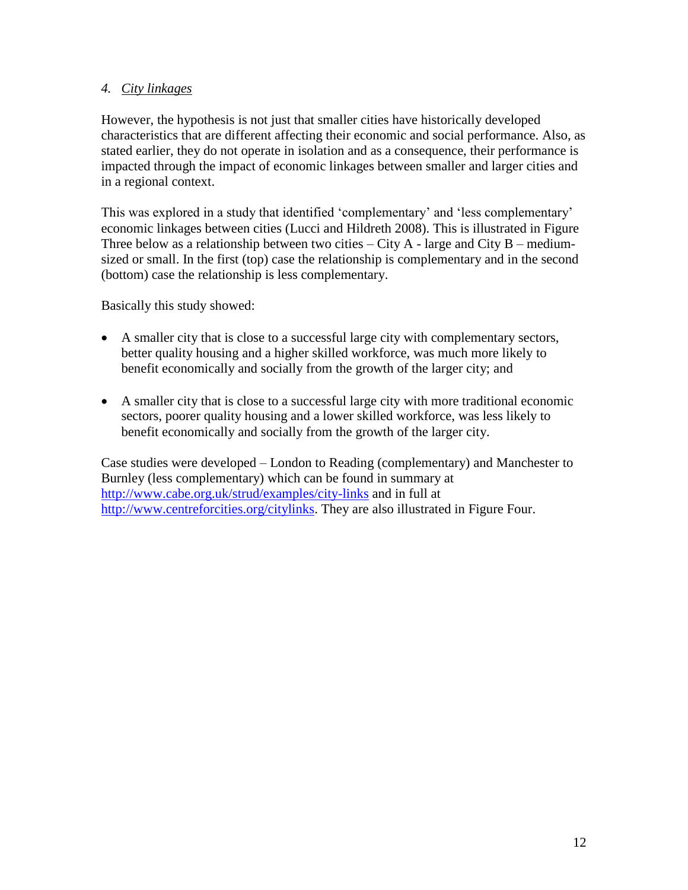### *4. City linkages*

However, the hypothesis is not just that smaller cities have historically developed characteristics that are different affecting their economic and social performance. Also, as stated earlier, they do not operate in isolation and as a consequence, their performance is impacted through the impact of economic linkages between smaller and larger cities and in a regional context.

This was explored in a study that identified 'complementary' and 'less complementary' economic linkages between cities (Lucci and Hildreth 2008). This is illustrated in Figure Three below as a relationship between two cities – City A - large and City B – medium-sized or small. In the first (top) case the relationship is complementary and in the second (bottom) case the relationship is less complementary.

Basically this study showed:

- A smaller city that is close to a successful large city with complementary sectors, better quality housing and a higher skilled workforce, was much more likely to benefit economically and socially from the growth of the larger city; and
- A smaller city that is close to a successful large city with more traditional economic sectors, poorer quality housing and a lower skilled workforce, was less likely to benefit economically and socially from the growth of the larger city.

Case studies were developed – London to Reading (complementary) and Manchester to Burnley (less complementary) which can be found in summary at http://www.cabe.org.uk/strud/examples/city-links and in full at http://www.centreforcities.org/citylinks. They are also illustrated in Figure Four.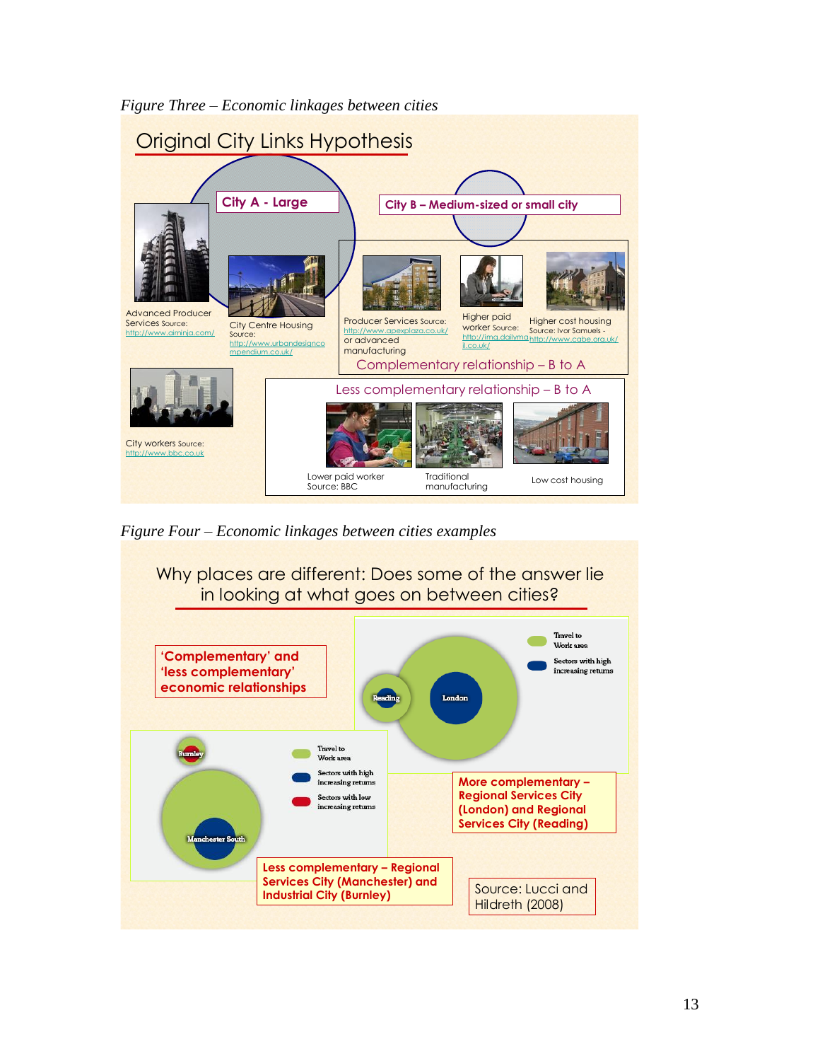*Figure Three – Economic linkages between cities*

Original City Links Hypothesis

City A - Large

City B – Medium-sized or small city

Advanced Producer Services Source: http://www.airninja.com/

City Centre Housing Source: http://www.urbandesigncompendium.co.uk/

Producer Services Source: http://www.apexplaza.co.uk/ or advanced manufacturing

Higher paid worker Source: http://img.dailymail.co.uk/

Higher cost housing Source: Ivor Samuels - http://www.cabe.org.uk/

Complementary relationship – B to A

City workers Source: http://www.bbc.co.uk

Less complementary relationship – B to A

Lower paid worker Source: BBC

Traditional manufacturing

Low cost housing

*Figure Four – Economic linkages between cities examples*

Why places are different: Does some of the answer lie in looking at what goes on between cities?

'Complementary' and 'less complementary' economic relationships

Travel to Work area

Sectors with high increasing returns

Reading

London

More complementary – Regional Services City (London) and Regional Services City (Reading)

Burnley

Manchester South

Travel to Work area

Sectors with high increasing returns

Sectors with low increasing returns

Less complementary – Regional Services City (Manchester) and Industrial City (Burnley)

Source: Lucci and Hildreth (2008)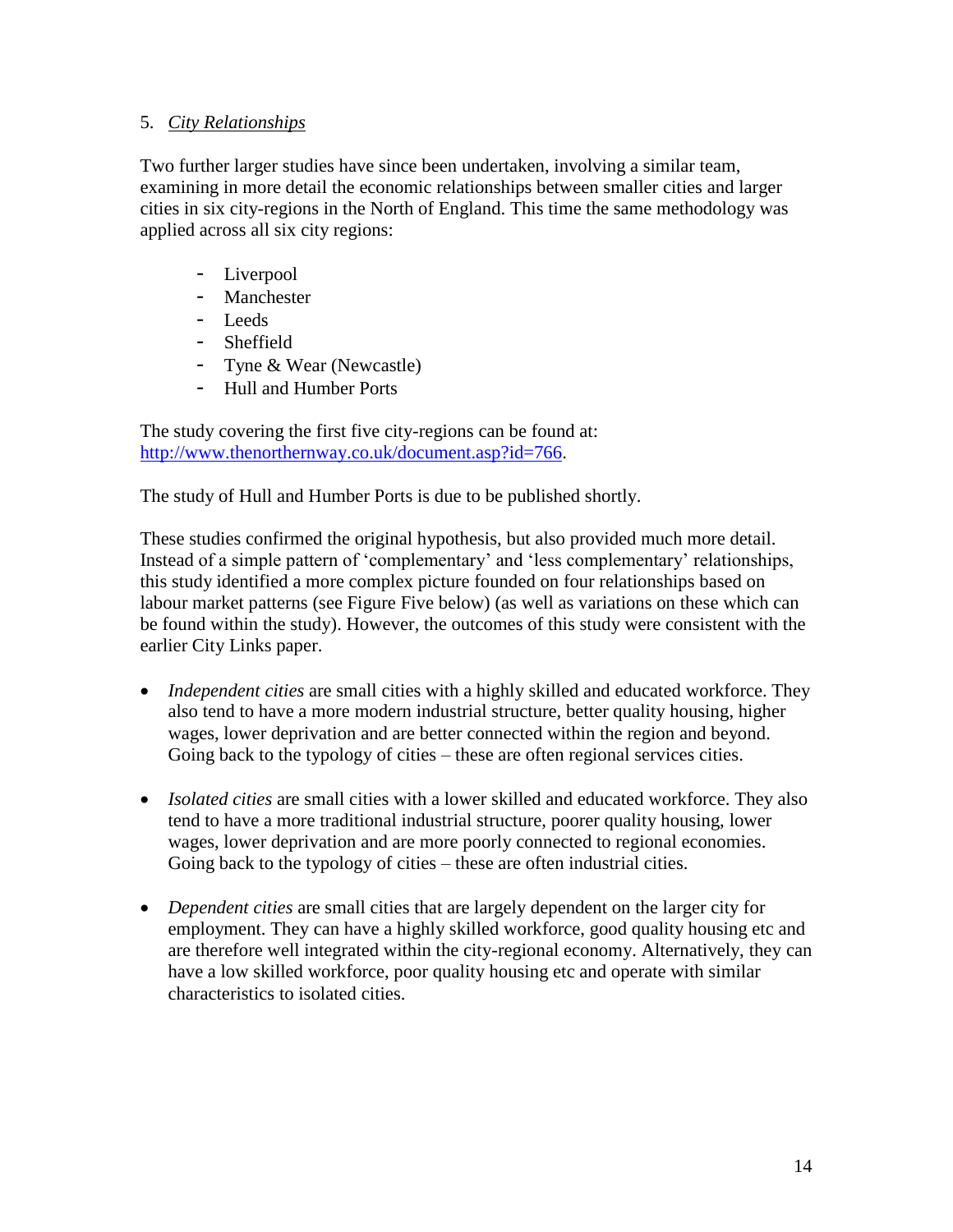## 5. *City Relationships*

Two further larger studies have since been undertaken, involving a similar team, examining in more detail the economic relationships between smaller cities and larger cities in six city-regions in the North of England. This time the same methodology was applied across all six city regions:

- Liverpool
- Manchester
- Leeds
- Sheffield
- Tyne & Wear (Newcastle)
- Hull and Humber Ports

The study covering the first five city-regions can be found at: [http://www.thenorthernway.co.uk/document.asp?id=766](http://www.thenorthernway.co.uk/document.asp?id=766).

The study of Hull and Humber Ports is due to be published shortly.

These studies confirmed the original hypothesis, but also provided much more detail. Instead of a simple pattern of 'complementary' and 'less complementary' relationships, this study identified a more complex picture founded on four relationships based on labour market patterns (see Figure Five below) (as well as variations on these which can be found within the study). However, the outcomes of this study were consistent with the earlier City Links paper.

- *Independent cities* are small cities with a highly skilled and educated workforce. They also tend to have a more modern industrial structure, better quality housing, higher wages, lower deprivation and are better connected within the region and beyond. Going back to the typology of cities – these are often regional services cities.

- *Isolated cities* are small cities with a lower skilled and educated workforce. They also tend to have a more traditional industrial structure, poorer quality housing, lower wages, lower deprivation and are more poorly connected to regional economies. Going back to the typology of cities – these are often industrial cities.

- *Dependent cities* are small cities that are largely dependent on the larger city for employment. They can have a highly skilled workforce, good quality housing etc and are therefore well integrated within the city-regional economy. Alternatively, they can have a low skilled workforce, poor quality housing etc and operate with similar characteristics to isolated cities.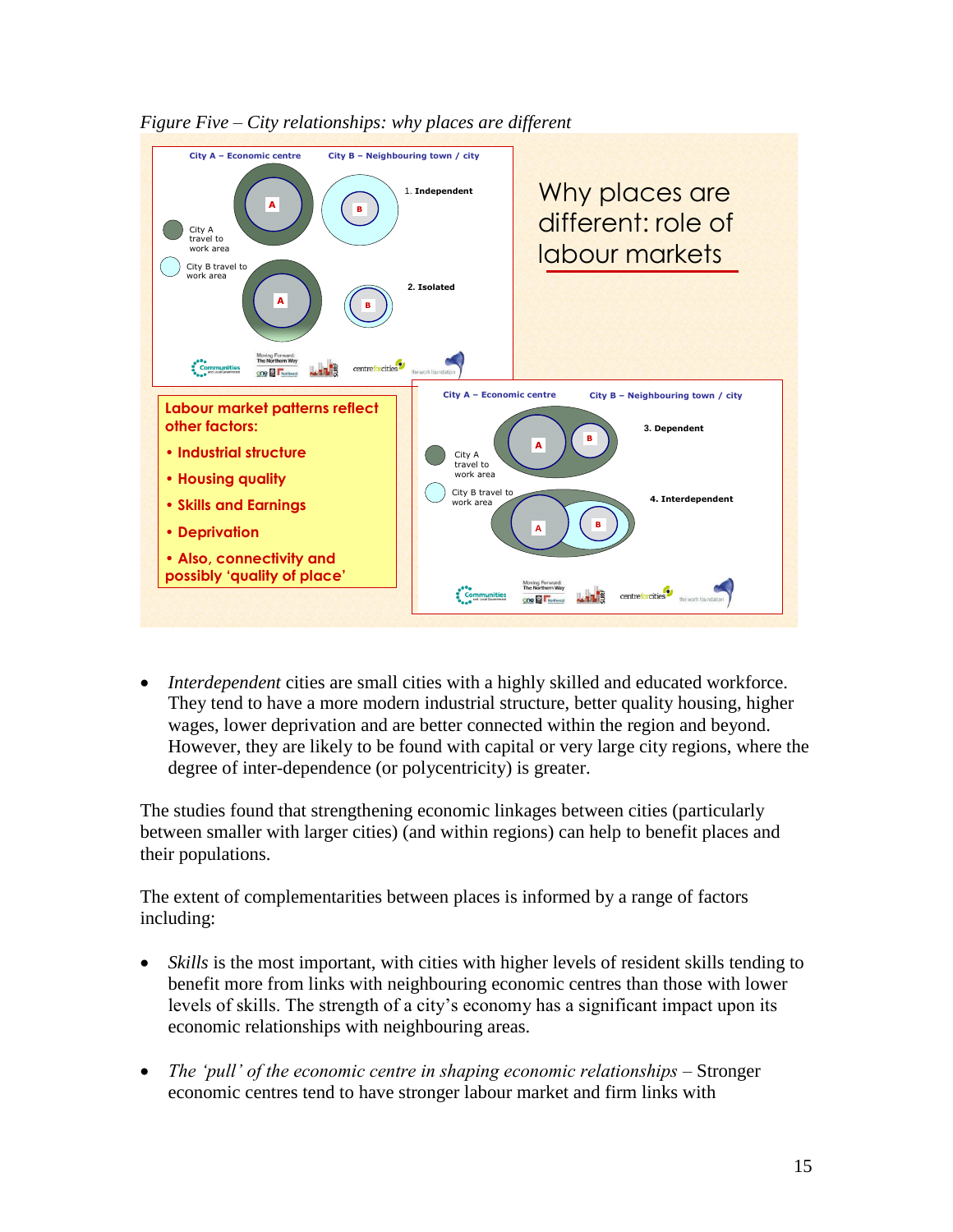*Figure Five – City relationships: why places are different*

City A – Economic centre

City B – Neighbouring town / city

1. Independent

2. Isolated

City A travel to work area

City B travel to work area

Why places are different: role of labour markets

Labour market patterns reflect other factors:

- Industrial structure
- Housing quality
- Skills and Earnings
- Deprivation
- Also, connectivity and possibly 'quality of place'

3. Dependent

4. Interdependent

- *Interdependent* cities are small cities with a highly skilled and educated workforce. They tend to have a more modern industrial structure, better quality housing, higher wages, lower deprivation and are better connected within the region and beyond. However, they are likely to be found with capital or very large city regions, where the degree of inter-dependence (or polycentricity) is greater.

The studies found that strengthening economic linkages between cities (particularly between smaller with larger cities) (and within regions) can help to benefit places and their populations.

The extent of complementarities between places is informed by a range of factors including:

- *Skills* is the most important, with cities with higher levels of resident skills tending to benefit more from links with neighbouring economic centres than those with lower levels of skills. The strength of a city's economy has a significant impact upon its economic relationships with neighbouring areas.

- *The 'pull' of the economic centre in shaping economic relationships* – Stronger economic centres tend to have stronger labour market and firm links with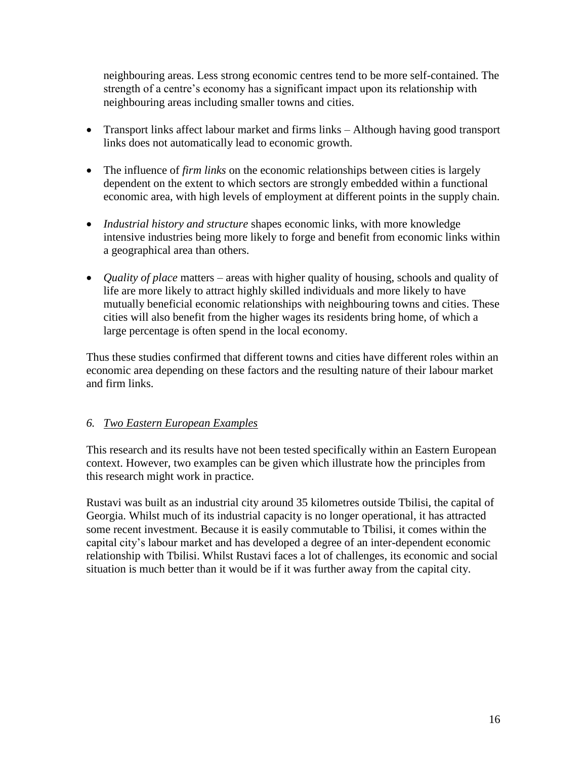neighbouring areas. Less strong economic centres tend to be more self-contained. The strength of a centre's economy has a significant impact upon its relationship with neighbouring areas including smaller towns and cities.

- Transport links affect labour market and firms links – Although having good transport links does not automatically lead to economic growth.
- The influence of *firm links* on the economic relationships between cities is largely dependent on the extent to which sectors are strongly embedded within a functional economic area, with high levels of employment at different points in the supply chain.
- *Industrial history and structure* shapes economic links, with more knowledge intensive industries being more likely to forge and benefit from economic links within a geographical area than others.
- *Quality of place* matters – areas with higher quality of housing, schools and quality of life are more likely to attract highly skilled individuals and more likely to have mutually beneficial economic relationships with neighbouring towns and cities. These cities will also benefit from the higher wages its residents bring home, of which a large percentage is often spend in the local economy.

Thus these studies confirmed that different towns and cities have different roles within an economic area depending on these factors and the resulting nature of their labour market and firm links.

## *6. Two Eastern European Examples*

This research and its results have not been tested specifically within an Eastern European context. However, two examples can be given which illustrate how the principles from this research might work in practice.

Rustavi was built as an industrial city around 35 kilometres outside Tbilisi, the capital of Georgia. Whilst much of its industrial capacity is no longer operational, it has attracted some recent investment. Because it is easily commutable to Tbilisi, it comes within the capital city's labour market and has developed a degree of an inter-dependent economic relationship with Tbilisi. Whilst Rustavi faces a lot of challenges, its economic and social situation is much better than it would be if it was further away from the capital city.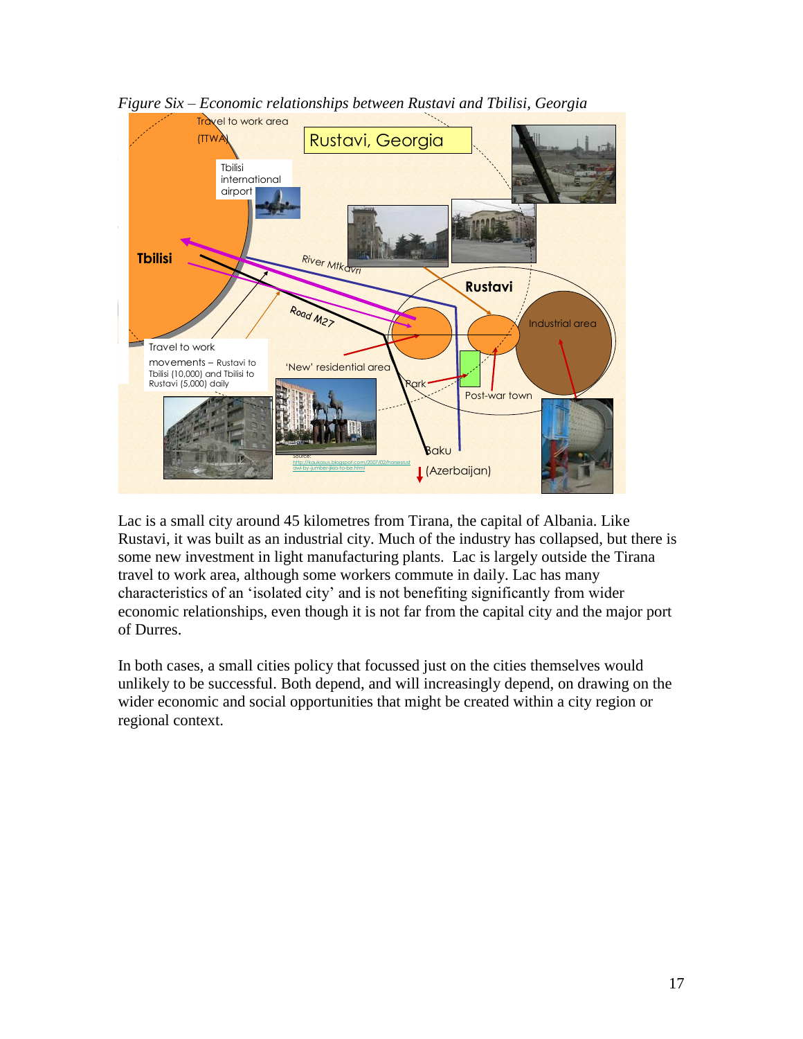*Figure Six – Economic relationships between Rustavi and Tbilisi, Georgia*

Lac is a small city around 45 kilometres from Tirana, the capital of Albania. Like Rustavi, it was built as an industrial city. Much of the industry has collapsed, but there is some new investment in light manufacturing plants. Lac is largely outside the Tirana travel to work area, although some workers commute in daily. Lac has many characteristics of an 'isolated city' and is not benefiting significantly from wider economic relationships, even though it is not far from the capital city and the major port of Durres.

In both cases, a small cities policy that focussed just on the cities themselves would unlikely to be successful. Both depend, and will increasingly depend, on drawing on the wider economic and social opportunities that might be created within a city region or regional context.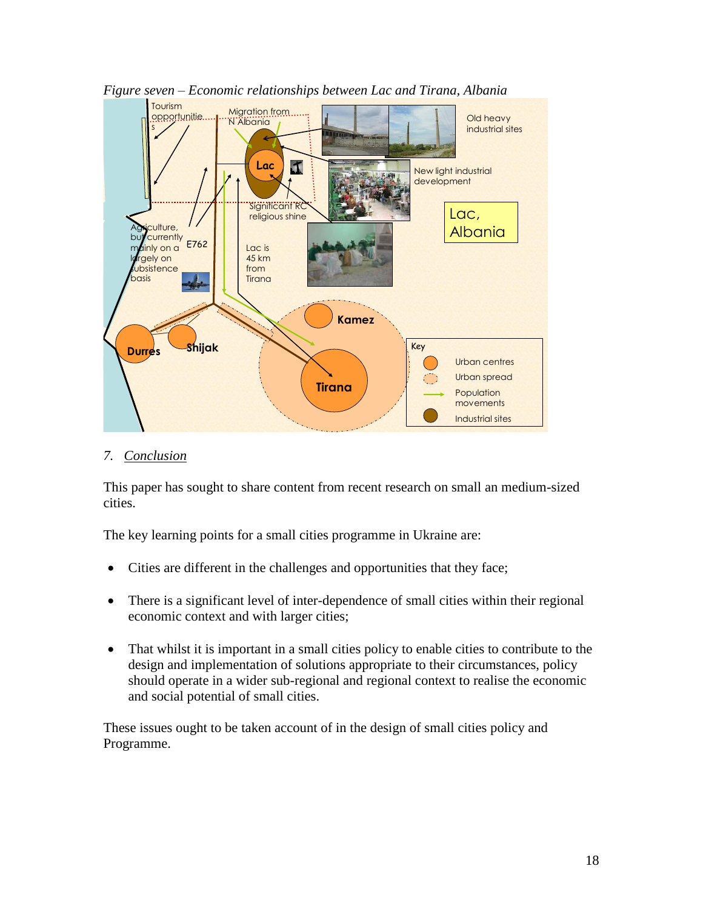*Figure seven – Economic relationships between Lac and Tirana, Albania*

Tourism opportunities

Migration from N Albania

Old heavy industrial sites

Lac

New light industrial development

Significant RC religious shine

Lac, Albania

Agriculture, but currently mainly on a largely on subsistence basis

E762

Lac is 45 km from Tirana

Kamez

Durres

Shijak

Tirana

Key

Urban centres

Urban spread

Population movements

Industrial sites

## 7. Conclusion

This paper has sought to share content from recent research on small an medium-sized cities.

The key learning points for a small cities programme in Ukraine are:

- Cities are different in the challenges and opportunities that they face;
- There is a significant level of inter-dependence of small cities within their regional economic context and with larger cities;
- That whilst it is important in a small cities policy to enable cities to contribute to the design and implementation of solutions appropriate to their circumstances, policy should operate in a wider sub-regional and regional context to realise the economic and social potential of small cities.

These issues ought to be taken account of in the design of small cities policy and Programme.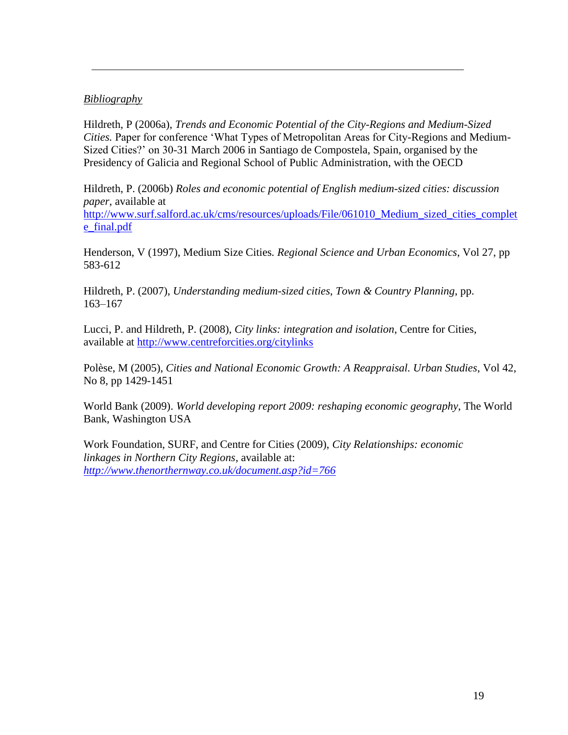---

*Bibliography*

Hildreth, P (2006a), *Trends and Economic Potential of the City-Regions and Medium-Sized Cities.* Paper for conference 'What Types of Metropolitan Areas for City-Regions and Medium-Sized Cities?' on 30-31 March 2006 in Santiago de Compostela, Spain, organised by the Presidency of Galicia and Regional School of Public Administration, with the OECD

Hildreth, P. (2006b) *Roles and economic potential of English medium-sized cities: discussion paper*, available at http://www.surf.salford.ac.uk/cms/resources/uploads/File/061010_Medium_sized_cities_complete_final.pdf

Henderson, V (1997), Medium Size Cities. *Regional Science and Urban Economics*, Vol 27, pp 583-612

Hildreth, P. (2007), *Understanding medium-sized cities*, *Town & Country Planning*, pp. 163–167

Lucci, P. and Hildreth, P. (2008), *City links: integration and isolation*, Centre for Cities, available at http://www.centreforcities.org/citylinks

Polèse, M (2005), *Cities and National Economic Growth: A Reappraisal. Urban Studies*, Vol 42, No 8, pp 1429-1451

World Bank (2009). *World developing report 2009: reshaping economic geography*, The World Bank, Washington USA

Work Foundation, SURF, and Centre for Cities (2009), *City Relationships: economic linkages in Northern City Regions*, available at: *http://www.thenorthernway.co.uk/document.asp?id=766*